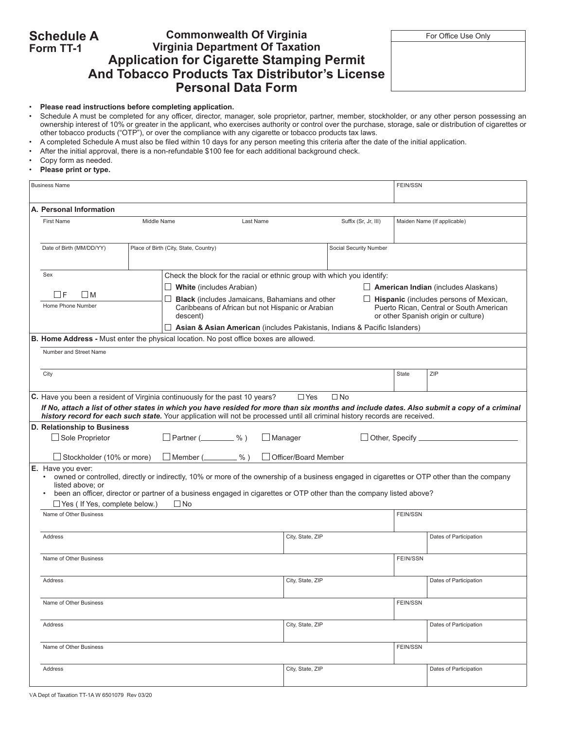**Schedule A**
**Form TT-1**

# Commonwealth Of Virginia
## Virginia Department Of Taxation
# Application for Cigarette Stamping Permit And Tobacco Products Tax Distributor's License Personal Data Form

| For Office Use Only |
|---|
| |

- **Please read instructions before completing application.**
- Schedule A must be completed for any officer, director, manager, sole proprietor, partner, member, stockholder, or any other person possessing an ownership interest of 10% or greater in the applicant, who exercises authority or control over the purchase, storage, sale or distribution of cigarettes or other tobacco products ("OTP"), or over the compliance with any cigarette or tobacco products tax laws.
- A completed Schedule A must also be filed within 10 days for any person meeting this criteria after the date of the initial application.
- After the initial approval, there is a non-refundable $100 fee for each additional background check.
- Copy form as needed.
- **Please print or type.**

| Business Name | FEIN/SSN |
|---|---|
| | |

**A. Personal Information**

| First Name | Middle Name | Last Name | Suffix (Sr, Jr, III) | Maiden Name (If applicable) |
|---|---|---|---|---|
| | | | | |

| Date of Birth (MM/DD/YY) | Place of Birth (City, State, Country) | Social Security Number |
|---|---|---|
| | | |

Sex: ☐ F ☐ M

Home Phone Number

Check the block for the racial or ethnic group with which you identify:

- ☐ **White** (includes Arabian)
- ☐ **American Indian** (includes Alaskans)
- ☐ **Black** (includes Jamaicans, Bahamians and other Caribbeans of African but not Hispanic or Arabian descent)
- ☐ **Hispanic** (includes persons of Mexican, Puerto Rican, Central or South American or other Spanish origin or culture)
- ☐ **Asian & Asian American** (includes Pakistanis, Indians & Pacific Islanders)

**B. Home Address -** Must enter the physical location. No post office boxes are allowed.

| Number and Street Name | | |
|---|---|---|
| | | |
| **City** | **State** | **ZIP** |
| | | |

**C.** Have you been a resident of Virginia continuously for the past 10 years? ☐ Yes ☐ No

***If No, attach a list of other states in which you have resided for more than six months and include dates. Also submit a copy of a criminal history record for each such state.*** Your application will not be processed until all criminal history records are received.

**D. Relationship to Business**

☐ Sole Proprietor ☐ Partner (________ %) ☐ Manager ☐ Other, Specify ____________________

☐ Stockholder (10% or more) ☐ Member (________ %) ☐ Officer/Board Member

**E.** Have you ever:

- owned or controlled, directly or indirectly, 10% or more of the ownership of a business engaged in cigarettes or OTP other than the company listed above; or
- been an officer, director or partner of a business engaged in cigarettes or OTP other than the company listed above?

☐ Yes ( If Yes, complete below.) ☐ No

| Name of Other Business | | FEIN/SSN |
|---|---|---|
| | | |
| **Address** | **City, State, ZIP** | **Dates of Participation** |
| | | |
| **Name of Other Business** | | **FEIN/SSN** |
| | | |
| **Address** | **City, State, ZIP** | **Dates of Participation** |
| | | |
| **Name of Other Business** | | **FEIN/SSN** |
| | | |
| **Address** | **City, State, ZIP** | **Dates of Participation** |
| | | |
| **Name of Other Business** | | **FEIN/SSN** |
| | | |
| **Address** | **City, State, ZIP** | **Dates of Participation** |
| | | |

VA Dept of Taxation TT-1A W 6501079 Rev 03/20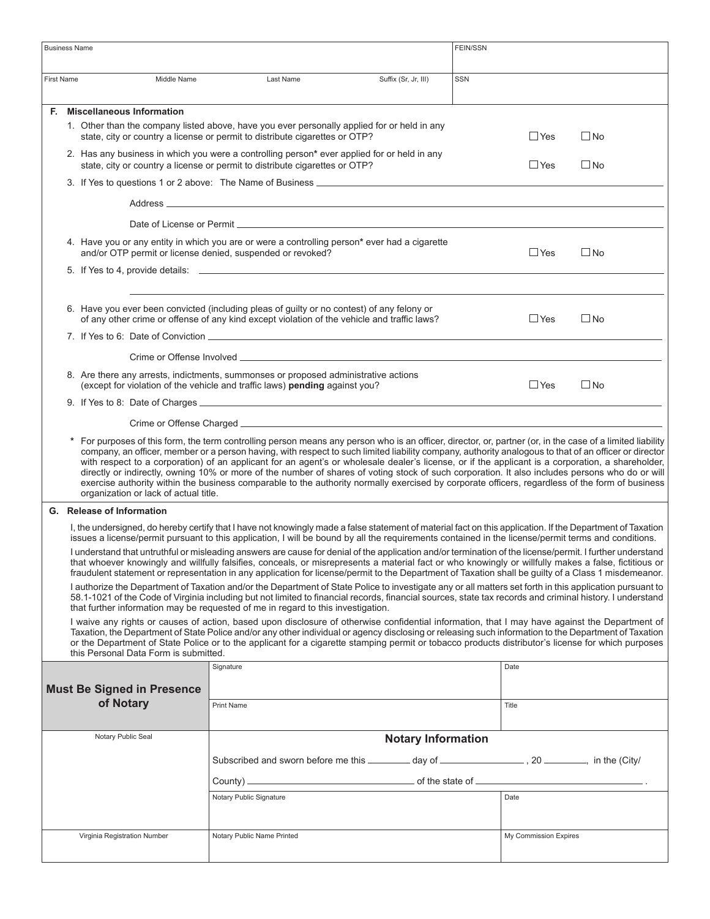| Business Name | | | | FEIN/SSN |
|---|---|---|---|---|
| | | | | |
| First Name | Middle Name | Last Name | Suffix (Sr, Jr, III) | SSN |
| | | | | |

## F. Miscellaneous Information

1. Other than the company listed above, have you ever personally applied for or held in any state, city or country a license or permit to distribute cigarettes or OTP? ☐ Yes ☐ No

2. Has any business in which you were a controlling person* ever applied for or held in any state, city or country a license or permit to distribute cigarettes or OTP? ☐ Yes ☐ No

3. If Yes to questions 1 or 2 above: The Name of Business ______________________________

   Address ______________________________

   Date of License or Permit ______________________________

4. Have you or any entity in which you are or were a controlling person* ever had a cigarette and/or OTP permit or license denied, suspended or revoked? ☐ Yes ☐ No

5. If Yes to 4, provide details: ______________________________

   ______________________________

6. Have you ever been convicted (including pleas of guilty or no contest) of any felony or of any other crime or offense of any kind except violation of the vehicle and traffic laws? ☐ Yes ☐ No

7. If Yes to 6: Date of Conviction ______________________________

   Crime or Offense Involved ______________________________

8. Are there any arrests, indictments, summonses or proposed administrative actions (except for violation of the vehicle and traffic laws) **pending** against you? ☐ Yes ☐ No

9. If Yes to 8: Date of Charges ______________________________

   Crime or Offense Charged ______________________________

\* For purposes of this form, the term controlling person means any person who is an officer, director, or, partner (or, in the case of a limited liability company, an officer, member or a person having, with respect to such limited liability company, authority analogous to that of an officer or director with respect to a corporation) of an applicant for an agent's or wholesale dealer's license, or if the applicant is a corporation, a shareholder, directly or indirectly, owning 10% or more of the number of shares of voting stock of such corporation. It also includes persons who do or will exercise authority within the business comparable to the authority normally exercised by corporate officers, regardless of the form of business organization or lack of actual title.

## G. Release of Information

I, the undersigned, do hereby certify that I have not knowingly made a false statement of material fact on this application. If the Department of Taxation issues a license/permit pursuant to this application, I will be bound by all the requirements contained in the license/permit terms and conditions.

I understand that untruthful or misleading answers are cause for denial of the application and/or termination of the license/permit. I further understand that whoever knowingly and willfully falsifies, conceals, or misrepresents a material fact or who knowingly or willfully makes a false, fictitious or fraudulent statement or representation in any application for license/permit to the Department of Taxation shall be guilty of a Class 1 misdemeanor.

I authorize the Department of Taxation and/or the Department of State Police to investigate any or all matters set forth in this application pursuant to 58.1-1021 of the Code of Virginia including but not limited to financial records, financial sources, state tax records and criminal history. I understand that further information may be requested of me in regard to this investigation.

I waive any rights or causes of action, based upon disclosure of otherwise confidential information, that I may have against the Department of Taxation, the Department of State Police and/or any other individual or agency disclosing or releasing such information to the Department of Taxation or the Department of State Police or to the applicant for a cigarette stamping permit or tobacco products distributor's license for which purposes this Personal Data Form is submitted.

| **Must Be Signed in Presence of Notary** | Signature | Date |
|---|---|---|
| | Print Name | Title |

**Notary Information**

| Notary Public Seal | Subscribed and sworn before me this ________ day of ________________, 20 ________, in the (City/County) ______________________________ of the state of ______________________________. | |
|---|---|---|
| | Notary Public Signature | Date |
| Virginia Registration Number | Notary Public Name Printed | My Commission Expires |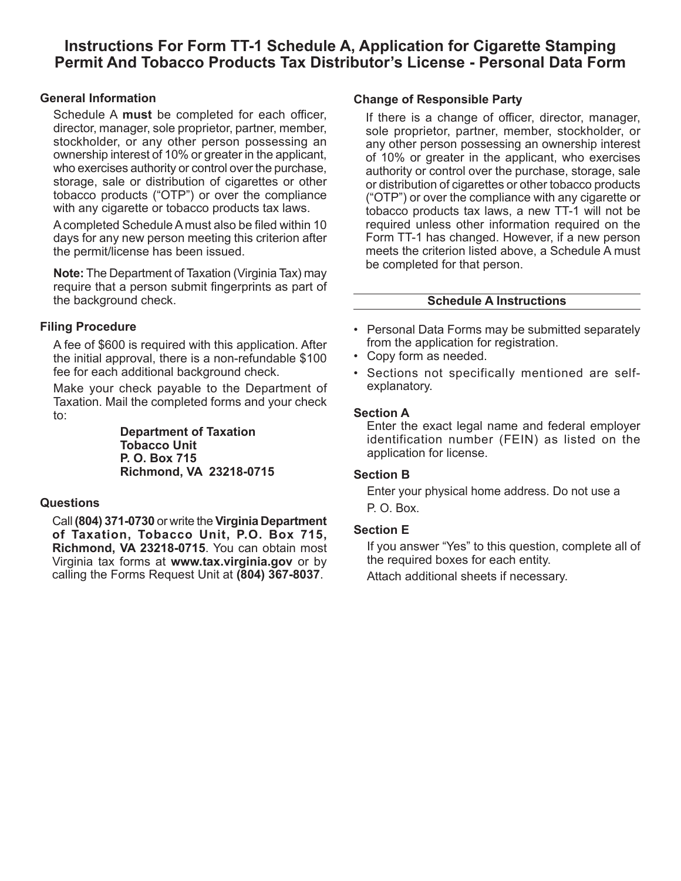# Instructions For Form TT-1 Schedule A, Application for Cigarette Stamping Permit And Tobacco Products Tax Distributor's License - Personal Data Form

### General Information

Schedule A **must** be completed for each officer, director, manager, sole proprietor, partner, member, stockholder, or any other person possessing an ownership interest of 10% or greater in the applicant, who exercises authority or control over the purchase, storage, sale or distribution of cigarettes or other tobacco products ("OTP") or over the compliance with any cigarette or tobacco products tax laws.

A completed Schedule A must also be filed within 10 days for any new person meeting this criterion after the permit/license has been issued.

**Note:** The Department of Taxation (Virginia Tax) may require that a person submit fingerprints as part of the background check.

### Filing Procedure

A fee of $600 is required with this application. After the initial approval, there is a non-refundable $100 fee for each additional background check.

Make your check payable to the Department of Taxation. Mail the completed forms and your check to:

**Department of Taxation**
**Tobacco Unit**
**P. O. Box 715**
**Richmond, VA 23218-0715**

### Questions

Call **(804) 371-0730** or write the **Virginia Department of Taxation, Tobacco Unit, P.O. Box 715, Richmond, VA 23218-0715**. You can obtain most Virginia tax forms at **www.tax.virginia.gov** or by calling the Forms Request Unit at **(804) 367-8037**.

### Change of Responsible Party

If there is a change of officer, director, manager, sole proprietor, partner, member, stockholder, or any other person possessing an ownership interest of 10% or greater in the applicant, who exercises authority or control over the purchase, storage, sale or distribution of cigarettes or other tobacco products ("OTP") or over the compliance with any cigarette or tobacco products tax laws, a new TT-1 will not be required unless other information required on the Form TT-1 has changed. However, if a new person meets the criterion listed above, a Schedule A must be completed for that person.

## Schedule A Instructions

- Personal Data Forms may be submitted separately from the application for registration.
- Copy form as needed.
- Sections not specifically mentioned are self-explanatory.

### Section A

Enter the exact legal name and federal employer identification number (FEIN) as listed on the application for license.

### Section B

Enter your physical home address. Do not use a P. O. Box.

### Section E

If you answer "Yes" to this question, complete all of the required boxes for each entity.

Attach additional sheets if necessary.